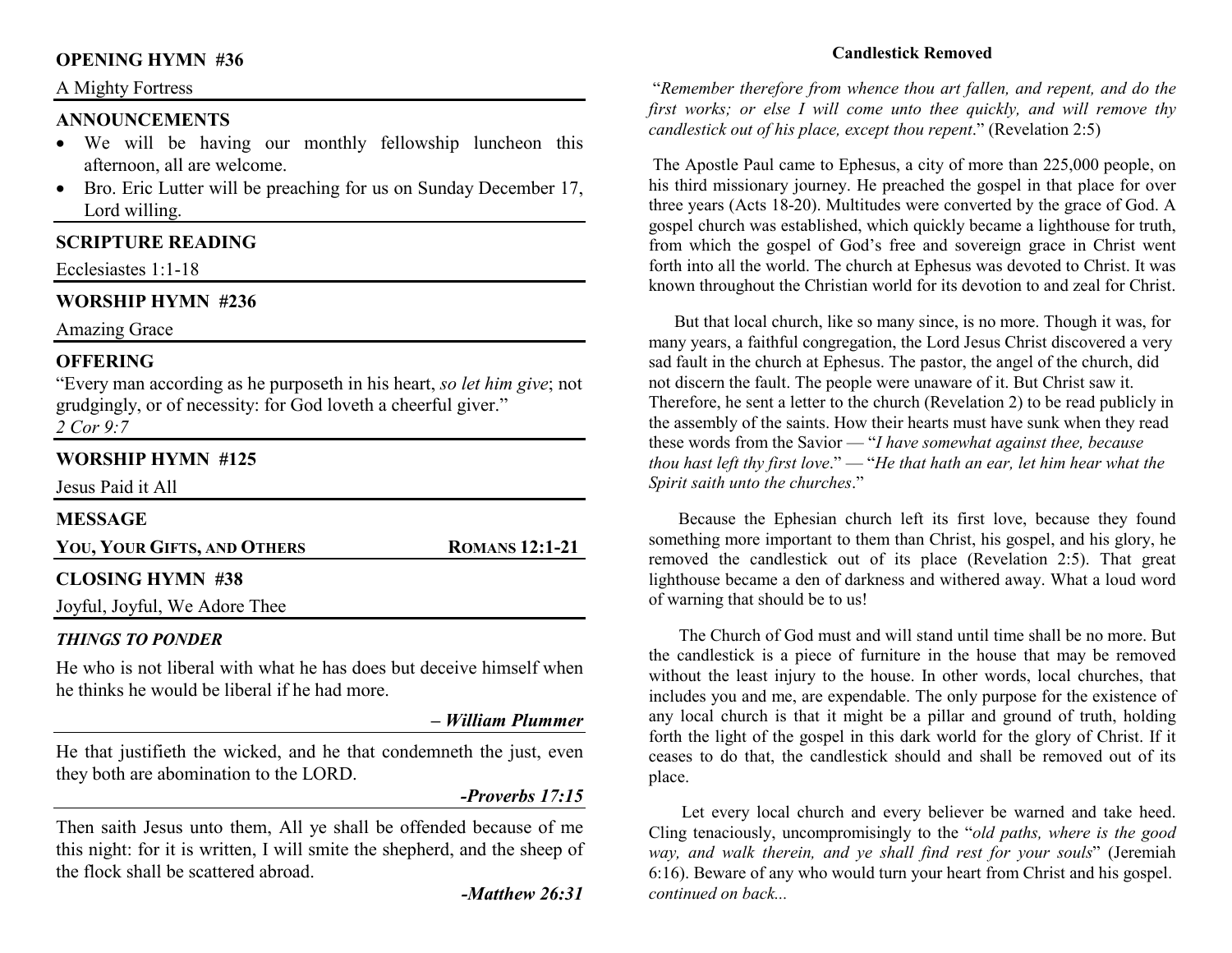## OPENING HYMN #36

A Mighty Fortress

## ANNOUNCEMENTS

- We will be having our monthly fellowship luncheon this afternoon, all are welcome.
- Bro. Eric Lutter will be preaching for us on Sunday December 17, Lord willing.

## SCRIPTURE READING

Ecclesiastes 1:1-18

## WORSHIP HYMN #236

Amazing Grace

## OFFERING

"Every man according as he purposeth in his heart, *so let him give*; not grudgingly, or of necessity: for God loveth a cheerful giver."
*2 Cor 9:7*

## WORSHIP HYMN #125

Jesus Paid it All

## MESSAGE

**YOU, YOUR GIFTS, AND OTHERS** — **ROMANS 12:1-21**

## CLOSING HYMN #38

Joyful, Joyful, We Adore Thee

### *THINGS TO PONDER*

He who is not liberal with what he has does but deceive himself when he thinks he would be liberal if he had more.

***– William Plummer***

He that justifieth the wicked, and he that condemneth the just, even they both are abomination to the LORD.

***-Proverbs 17:15***

Then saith Jesus unto them, All ye shall be offended because of me this night: for it is written, I will smite the shepherd, and the sheep of the flock shall be scattered abroad.

***-Matthew 26:31***

## Candlestick Removed

"*Remember therefore from whence thou art fallen, and repent, and do the first works; or else I will come unto thee quickly, and will remove thy candlestick out of his place, except thou repent*." (Revelation 2:5)

The Apostle Paul came to Ephesus, a city of more than 225,000 people, on his third missionary journey. He preached the gospel in that place for over three years (Acts 18-20). Multitudes were converted by the grace of God. A gospel church was established, which quickly became a lighthouse for truth, from which the gospel of God's free and sovereign grace in Christ went forth into all the world. The church at Ephesus was devoted to Christ. It was known throughout the Christian world for its devotion to and zeal for Christ.

But that local church, like so many since, is no more. Though it was, for many years, a faithful congregation, the Lord Jesus Christ discovered a very sad fault in the church at Ephesus. The pastor, the angel of the church, did not discern the fault. The people were unaware of it. But Christ saw it. Therefore, he sent a letter to the church (Revelation 2) to be read publicly in the assembly of the saints. How their hearts must have sunk when they read these words from the Savior — "*I have somewhat against thee, because thou hast left thy first love*." — "*He that hath an ear, let him hear what the Spirit saith unto the churches*."

Because the Ephesian church left its first love, because they found something more important to them than Christ, his gospel, and his glory, he removed the candlestick out of its place (Revelation 2:5). That great lighthouse became a den of darkness and withered away. What a loud word of warning that should be to us!

The Church of God must and will stand until time shall be no more. But the candlestick is a piece of furniture in the house that may be removed without the least injury to the house. In other words, local churches, that includes you and me, are expendable. The only purpose for the existence of any local church is that it might be a pillar and ground of truth, holding forth the light of the gospel in this dark world for the glory of Christ. If it ceases to do that, the candlestick should and shall be removed out of its place.

Let every local church and every believer be warned and take heed. Cling tenaciously, uncompromisingly to the "*old paths, where is the good way, and walk therein, and ye shall find rest for your souls*" (Jeremiah 6:16). Beware of any who would turn your heart from Christ and his gospel.
*continued on back...*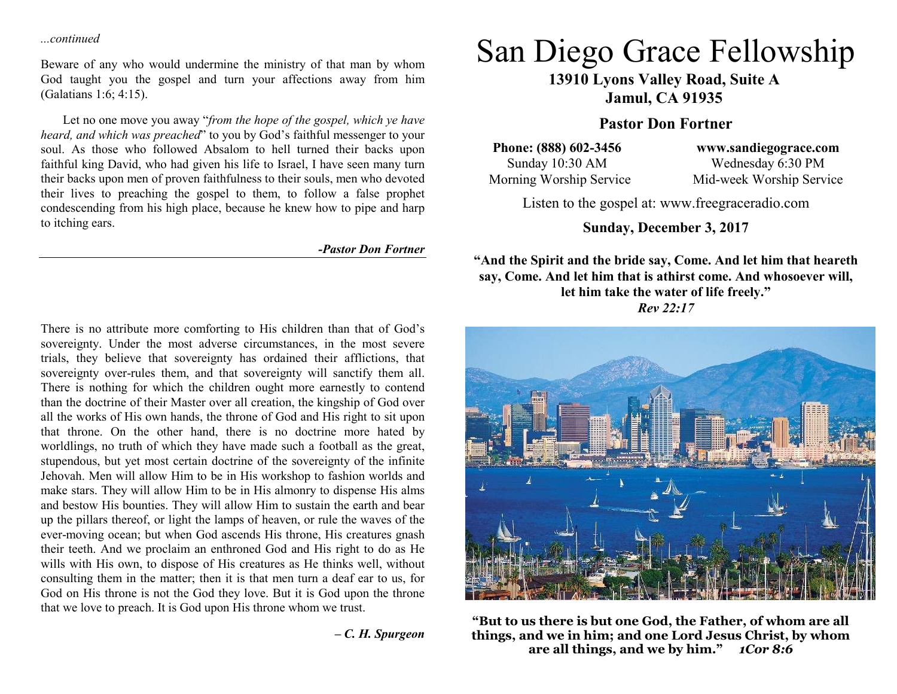*...continued*

Beware of any who would undermine the ministry of that man by whom God taught you the gospel and turn your affections away from him (Galatians 1:6; 4:15).

Let no one move you away "*from the hope of the gospel, which ye have heard, and which was preached*" to you by God's faithful messenger to your soul. As those who followed Absalom to hell turned their backs upon faithful king David, who had given his life to Israel, I have seen many turn their backs upon men of proven faithfulness to their souls, men who devoted their lives to preaching the gospel to them, to follow a false prophet condescending from his high place, because he knew how to pipe and harp to itching ears.

***-Pastor Don Fortner***

---

There is no attribute more comforting to His children than that of God's sovereignty. Under the most adverse circumstances, in the most severe trials, they believe that sovereignty has ordained their afflictions, that sovereignty over-rules them, and that sovereignty will sanctify them all. There is nothing for which the children ought more earnestly to contend than the doctrine of their Master over all creation, the kingship of God over all the works of His own hands, the throne of God and His right to sit upon that throne. On the other hand, there is no doctrine more hated by worldlings, no truth of which they have made such a football as the great, stupendous, but yet most certain doctrine of the sovereignty of the infinite Jehovah. Men will allow Him to be in His workshop to fashion worlds and make stars. They will allow Him to be in His almonry to dispense His alms and bestow His bounties. They will allow Him to sustain the earth and bear up the pillars thereof, or light the lamps of heaven, or rule the waves of the ever-moving ocean; but when God ascends His throne, His creatures gnash their teeth. And we proclaim an enthroned God and His right to do as He wills with His own, to dispose of His creatures as He thinks well, without consulting them in the matter; then it is that men turn a deaf ear to us, for God on His throne is not the God they love. But it is God upon the throne that we love to preach. It is God upon His throne whom we trust.

***– C. H. Spurgeon***

# San Diego Grace Fellowship

**13910 Lyons Valley Road, Suite A**
**Jamul, CA 91935**

## Pastor Don Fortner

**Phone: (888) 602-3456**
Sunday 10:30 AM
Morning Worship Service

**www.sandiegograce.com**
Wednesday 6:30 PM
Mid-week Worship Service

Listen to the gospel at: www.freegraceradio.com

**Sunday, December 3, 2017**

**"And the Spirit and the bride say, Come. And let him that heareth say, Come. And let him that is athirst come. And whosoever will, let him take the water of life freely."**
***Rev 22:17***

**"But to us there is but one God, the Father, of whom are all things, and we in him; and one Lord Jesus Christ, by whom are all things, and we by him."** ***1Cor 8:6***